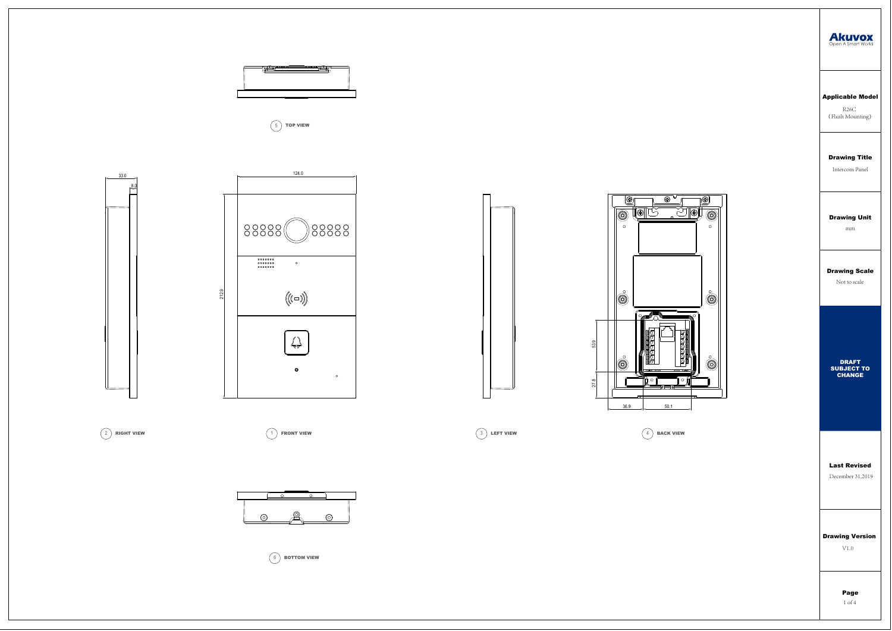5 TOP VIEW

33.0

8.0

124.0

212.9

53.9

27.8

36.9

50.1

2 RIGHT VIEW

1 FRONT VIEW

3 LEFT VIEW

4 BACK VIEW

6 BOTTOM VIEW

**Akuvox**
Open A Smart World

**Applicable Model**

R26C
(Flush Mounting)

**Drawing Title**

Intercom Panel

**Drawing Unit**

mm

**Drawing Scale**

Not to scale

**DRAFT SUBJECT TO CHANGE**

**Last Revised**

December 31,2019

**Drawing Version**

V1.0

**Page**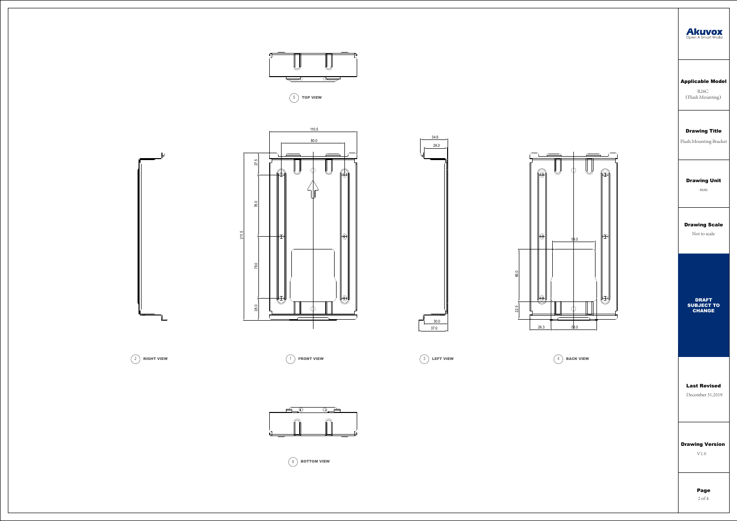**Akuvox**
Open A Smart World

**Applicable Model**
R26C
(Flush Mounting)

**Drawing Title**
Flush Mounting Bracket

**Drawing Unit**
mm

**Drawing Scale**
Not to scale

**DRAFT SUBJECT TO CHANGE**

**Last Revised**
December 31,2019

**Drawing Version**
V1.0

5 TOP VIEW

2 RIGHT VIEW

1 FRONT VIEW

110.5
80.0
211.5
27.5
78.0
78.0
28.0

3 LEFT VIEW

34.6
29.0
30.0
37.0

4 BACK VIEW

54.0
66.0
22.5
26.3
58.0

6 BOTTOM VIEW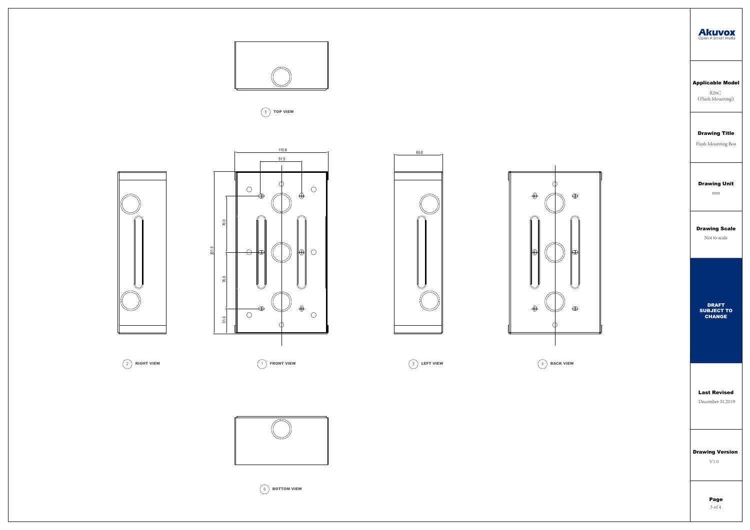5 TOP VIEW

115.9

51.5

60.0

201.5

70.0

70.0

31.0

2 RIGHT VIEW

1 FRONT VIEW

3 LEFT VIEW

4 BACK VIEW

6 BOTTOM VIEW

**Akuvox**
Open A Smart World

**Applicable Model**

R26C
(Flush Mounting)

**Drawing Title**

Flush Mounting Box

**Drawing Unit**

mm

**Drawing Scale**

Not to scale

**DRAFT SUBJECT TO CHANGE**

**Last Revised**

December 31,2019

**Drawing Version**

V1.0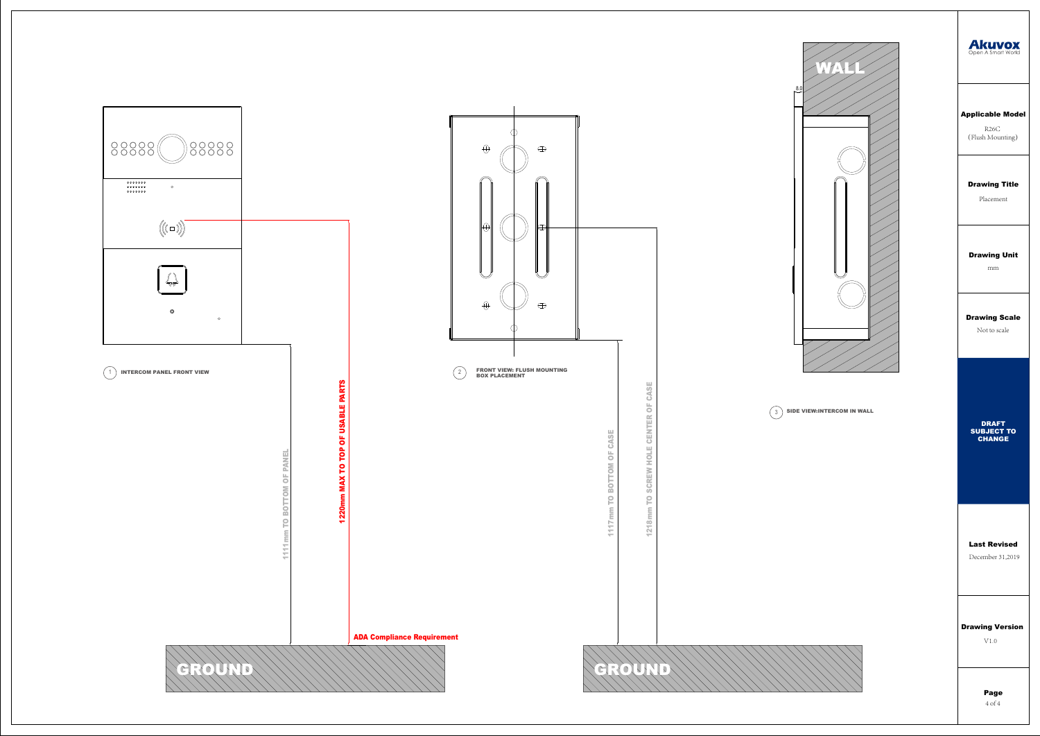WALL

8.0

1 INTERCOM PANEL FRONT VIEW

1111mm TO BOTTOM OF PANEL

1220mm MAX TO TOP OF USABLE PARTS

ADA Compliance Requirement

GROUND

2 FRONT VIEW: FLUSH MOUNTING BOX PLACEMENT

1117mm TO BOTTOM OF CASE

1218mm TO SCREW HOLE CENTER OF CASE

GROUND

3 SIDE VIEW:INTERCOM IN WALL

**Akuvox**
Open A Smart World

| | |
|---|---|
| **Applicable Model** | R26C (Flush Mounting) |
| **Drawing Title** | Placement |
| **Drawing Unit** | mm |
| **Drawing Scale** | Not to scale |
| **DRAFT SUBJECT TO CHANGE** | |
| **Last Revised** | December 31,2019 |
| **Drawing Version** | V1.0 |
| **Page** | 4 of 4 |